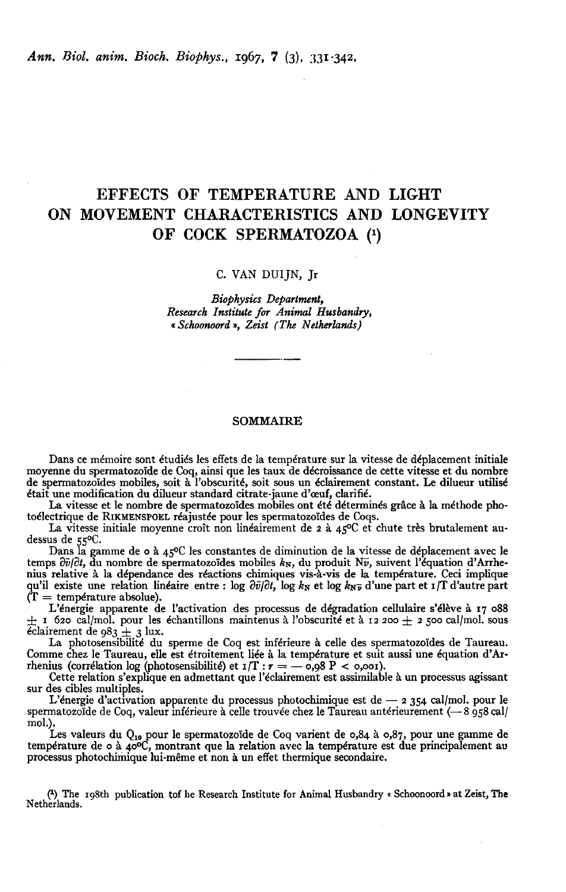# EFFECTS OF TEMPERATURE AND LIGHT ON MOVEMENT CHARACTERISTICS AND LONGEVITY OF COCK SPERMATOZOA [1]

C. VAN DUIJN, Jr

*Biophysics Department,*
*Research Institute for Animal Husbandry,*
*« Schoonoord », Zeist (The Netherlands)*

## SOMMAIRE

Dans ce mémoire sont étudiés les effets de la température sur la vitesse de déplacement initiale moyenne du spermatozoïde de Coq, ainsi que les taux de décroissance de cette vitesse et du nombre de spermatozoïdes mobiles, soit à l'obscurité, soit sous un éclairement constant. Le dilueur utilisé était une modification du dilueur standard citrate-jaune d'œuf, clarifié.

La vitesse et le nombre de spermatozoïdes mobiles ont été déterminés grâce à la méthode photoélectrique de RIKMENSPOEL réajustée pour les spermatozoïdes de Coqs.

La vitesse initiale moyenne croît non linéairement de 2 à 45°C et chute très brutalement au-dessus de 55°C.

Dans la gamme de 0 à 45°C les constantes de diminution de la vitesse de déplacement avec le temps $\partial\bar{v}/\partial t$, du nombre de spermatozoïdes mobiles $k_N$, du produit $N\bar{v}$, suivent l'équation d'Arrhenius relative à la dépendance des réactions chimiques vis-à-vis de la température. Ceci implique qu'il existe une relation linéaire entre : $\log \partial\bar{v}/\partial t$, $\log k_N$ et $\log k_{N\bar{v}}$ d'une part et $1/T$ d'autre part ($T$ = température absolue).

L'énergie apparente de l'activation des processus de dégradation cellulaire s'élève à 17 088 ± 1 620 cal/mol. pour les échantillons maintenus à l'obscurité et à 12 200 ± 2 500 cal/mol. sous éclairement de 983 ± 3 lux.

La photosensibilité du sperme de Coq est inférieure à celle des spermatozoïdes de Taureau. Comme chez le Taureau, elle est étroitement liée à la température et suit aussi une équation d'Arrhenius (corrélation log (photosensibilité) et $1/T$ : $r = -0{,}98$ $P < 0{,}001$).

Cette relation s'explique en admettant que l'éclairement est assimilable à un processus agissant sur des cibles multiples.

L'énergie d'activation apparente du processus photochimique est de — 2 354 cal/mol. pour le spermatozoïde de Coq, valeur inférieure à celle trouvée chez le Taureau antérieurement (— 8 958 cal/mol.).

Les valeurs du $Q_{10}$ pour le spermatozoïde de Coq varient de 0,84 à 0,87, pour une gamme de température de 0 à 40°C, montrant que la relation avec la température est due principalement au processus photochimique lui-même et non à un effet thermique secondaire.

[1] The 198th publication tof he Research Institute for Animal Husbandry « Schoonoord » at Zeist, The Netherlands.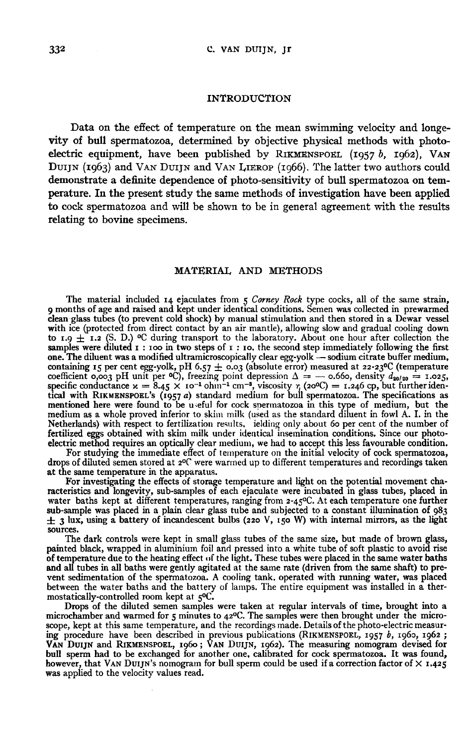## INTRODUCTION

Data on the effect of temperature on the mean swimming velocity and longevity of bull spermatozoa, determined by objective physical methods with photo-electric equipment, have been published by RIKMENSPOEL (1957 *b*, 1962), VAN DUIJN (1963) and VAN DUIJN and VAN LIEROP (1966). The latter two authors could demonstrate a definite dependence of photo-sensitivity of bull spermatozoa on temperature. In the present study the same methods of investigation have been applied to cock spermatozoa and will be shown to be in general agreement with the results relating to bovine specimens.

## MATERIAL AND METHODS

The material included 14 ejaculates from 5 *Corney Rock* type cocks, all of the same strain, 9 months of age and raised and kept under identical conditions. Semen was collected in prewarmed clean glass tubes (to prevent cold shock) by manual stimulation and then stored in a Dewar vessel with ice (protected from direct contact by an air mantle), allowing slow and gradual cooling down to 1.9 ± 1.2 (S. D.) °C during transport to the laboratory. About one hour after collection the samples were diluted 1 : 100 in two steps of 1 : 10, the second step immediately following the first one. The diluent was a modified ultramicroscopically clear egg-yolk — sodium citrate buffer medium, containing 15 per cent egg-yolk, pH 6.57 ± 0.03 (absolute error) measured at 22-23°C (temperature coefficient 0,003 pH unit per °C), freezing point depression $\Delta = -0.660$, density $d_{20/20} = 1.025$, specific conductance $\varkappa = 8.45 \times 10^{-1}$ ohm$^{-1}$ cm$^{-3}$, viscosity $\eta$ (20°C) = 1.246 cp, but further identical with RIKMENSPOEL's (1957 *a*) standard medium for bull spermatozoa. The specifications as mentioned here were found to be useful for cock spermatozoa in this type of medium, but the medium as a whole proved inferior to skim milk (used as the standard diluent in fowl A. I. in the Netherlands) with respect to fertilization results, yielding only about 60 per cent of the number of fertilized eggs obtained with skim milk under identical insemination conditions. Since our photo-electric method requires an optically clear medium, we had to accept this less favourable condition.

For studying the immediate effect of temperature on the initial velocity of cock spermatozoa, drops of diluted semen stored at 2°C were warmed up to different temperatures and recordings taken at the same temperature in the apparatus.

For investigating the effects of storage temperature and light on the potential movement characteristics and longevity, sub-samples of each ejaculate were incubated in glass tubes, placed in water baths kept at different temperatures, ranging from 2-45°C. At each temperature one further sub-sample was placed in a plain clear glass tube and subjected to a constant illumination of 983 ± 3 lux, using a battery of incandescent bulbs (220 V, 150 W) with internal mirrors, as the light sources.

The dark controls were kept in small glass tubes of the same size, but made of brown glass, painted black, wrapped in aluminium foil and pressed into a white tube of soft plastic to avoid rise of temperature due to the heating effect of the light. These tubes were placed in the same water baths and all tubes in all baths were gently agitated at the same rate (driven from the same shaft) to prevent sedimentation of the spermatozoa. A cooling tank, operated with running water, was placed between the water baths and the battery of lamps. The entire equipment was installed in a thermostatically-controlled room kept at 5°C.

Drops of the diluted semen samples were taken at regular intervals of time, brought into a microchamber and warmed for 5 minutes to 42°C. The samples were then brought under the microscope, kept at this same temperature, and the recordings made. Details of the photo-electric measuring procedure have been described in previous publications (RIKMENSPOEL, 1957 *b*, 1960, 1962 ; VAN DUIJN and RIKMENSPOEL, 1960 ; VAN DUIJN, 1962). The measuring nomogram devised for bull sperm had to be exchanged for another one, calibrated for cock spermatozoa. It was found, however, that VAN DUIJN's nomogram for bull sperm could be used if a correction factor of × 1.425 was applied to the velocity values read.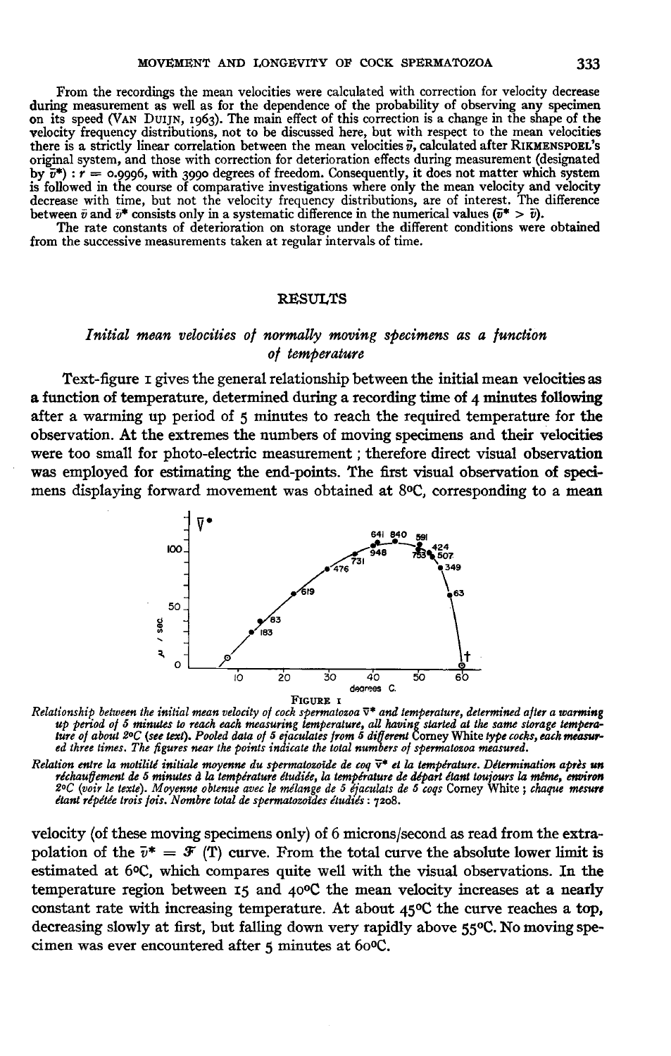From the recordings the mean velocities were calculated with correction for velocity decrease during measurement as well as for the dependence of the probability of observing any specimen on its speed (VAN DUIJN, 1963). The main effect of this correction is a change in the shape of the velocity frequency distributions, not to be discussed here, but with respect to the mean velocities there is a strictly linear correlation between the mean velocities $\bar{v}$, calculated after RIKMENSPOEL's original system, and those with correction for deterioration effects during measurement (designated by $\bar{v}^*$) : $r = 0.9996$, with 3990 degrees of freedom. Consequently, it does not matter which system is followed in the course of comparative investigations where only the mean velocity and velocity decrease with time, but not the velocity frequency distributions, are of interest. The difference between $\bar{v}$ and $\bar{v}^*$ consists only in a systematic difference in the numerical values ($\bar{v}^* > \bar{v}$).

The rate constants of deterioration on storage under the different conditions were obtained from the successive measurements taken at regular intervals of time.

## RESULTS

### *Initial mean velocities of normally moving specimens as a function of temperature*

Text-figure 1 gives the general relationship between the initial mean velocities as a function of temperature, determined during a recording time of 4 minutes following after a warming up period of 5 minutes to reach the required temperature for the observation. At the extremes the numbers of moving specimens and their velocities were too small for photo-electric measurement; therefore direct visual observation was employed for estimating the end-points. The first visual observation of specimens displaying forward movement was obtained at 8°C, corresponding to a mean

FIGURE 1

*Relationship between the initial mean velocity of cock spermatozoa $\bar{v}^*$ and temperature, determined after a warming up period of 5 minutes to reach each measuring temperature, all having started at the same storage temperature of about 2°C (see text). Pooled data of 5 ejaculates from 5 different Corney White type cocks, each measured three times. The figures near the points indicate the total numbers of spermatozoa measured.*

*Relation entre la motilité initiale moyenne du spermatozoïde de coq $\bar{v}^*$ et la température. Détermination après un réchauffement de 5 minutes à la température étudiée, la température de départ étant toujours la même, environ 2°C (voir le texte). Moyenne obtenue avec le mélange de 5 éjaculats de 5 coqs Corney White ; chaque mesure étant répétée trois fois. Nombre total de spermatozoïdes étudiés : 7208.*

velocity (of these moving specimens only) of 6 microns/second as read from the extrapolation of the $\bar{v}^* = \mathcal{F}$ (T) curve. From the total curve the absolute lower limit is estimated at 6°C, which compares quite well with the visual observations. In the temperature region between 15 and 40°C the mean velocity increases at a nearly constant rate with increasing temperature. At about 45°C the curve reaches a top, decreasing slowly at first, but falling down very rapidly above 55°C. No moving specimen was ever encountered after 5 minutes at 60°C.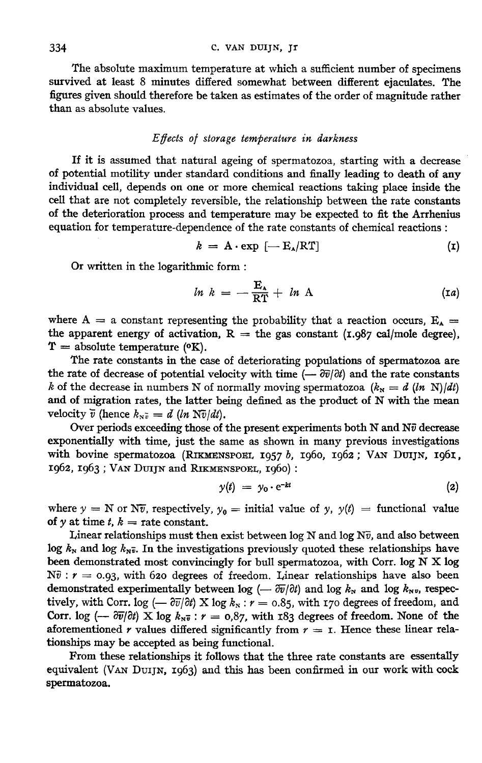The absolute maximum temperature at which a sufficient number of specimens survived at least 8 minutes differed somewhat between different ejaculates. The figures given should therefore be taken as estimates of the order of magnitude rather than as absolute values.

### *Effects of storage temperature in darkness*

If it is assumed that natural ageing of spermatozoa, starting with a decrease of potential motility under standard conditions and finally leading to death of any individual cell, depends on one or more chemical reactions taking place inside the cell that are not completely reversible, the relationship between the rate constants of the deterioration process and temperature may be expected to fit the Arrhenius equation for temperature-dependence of the rate constants of chemical reactions :

$$k = A \cdot \exp\left[-E_A/RT\right] \tag{1}$$

Or written in the logarithmic form :

$$\ln k = -\frac{E_A}{RT} + \ln A \tag{1a}$$

where A = a constant representing the probability that a reaction occurs, $E_A$ = the apparent energy of activation, R = the gas constant (1.987 cal/mole degree), T = absolute temperature (°K).

The rate constants in the case of deteriorating populations of spermatozoa are the rate of decrease of potential velocity with time ($-\partial\bar{v}/\partial t$) and the rate constants $k$ of the decrease in numbers N of normally moving spermatozoa ($k_N = d(\ln N)/dt$) and of migration rates, the latter being defined as the product of N with the mean velocity $\bar{v}$ (hence $k_{N\bar{v}} = d(\ln N\bar{v}/dt)$.

Over periods exceeding those of the present experiments both N and $N\bar{v}$ decrease exponentially with time, just the same as shown in many previous investigations with bovine spermatozoa (Rikmenspoel 1957 *b*, 1960, 1962 ; Van Duijn, 1961, 1962, 1963 ; Van Duijn and Rikmenspoel, 1960) :

$$y(t) = y_0 \cdot e^{-kt} \tag{2}$$

where $y$ = N or $N\bar{v}$, respectively, $y_0$ = initial value of $y$, $y(t)$ = functional value of $y$ at time $t$, $k$ = rate constant.

Linear relationships must then exist between log N and log $N\bar{v}$, and also between log $k_N$ and log $k_{N\bar{v}}$. In the investigations previously quoted these relationships have been demonstrated most convincingly for bull spermatozoa, with Corr. log N X log $N\bar{v}$ : $r$ = 0.93, with 620 degrees of freedom. Linear relationships have also been demonstrated experimentally between log ($-\partial\bar{v}/\partial t$) and log $k_N$ and log $k_{Nv}$, respectively, with Corr. log ($-\partial\bar{v}/\partial t$) X log $k_N$ : $r$ = 0.85, with 170 degrees of freedom, and Corr. log ($-\partial\bar{v}/\partial t$) X log $k_{N\bar{v}}$ : $r$ = 0,87, with 183 degrees of freedom. None of the aforementioned $r$ values differed significantly from $r$ = 1. Hence these linear relationships may be accepted as being functional.

From these relationships it follows that the three rate constants are essentally equivalent (Van Duijn, 1963) and this has been confirmed in our work with cock spermatozoa.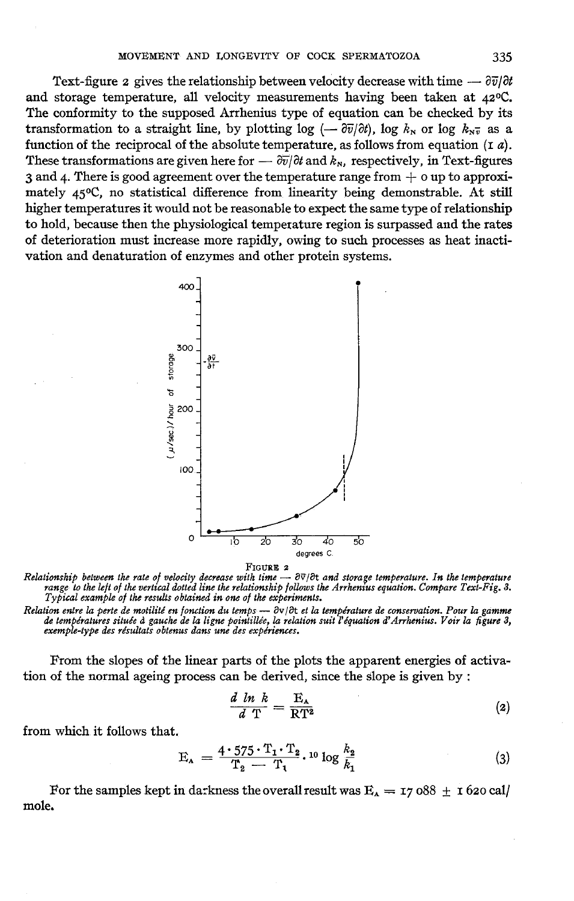Text-figure 2 gives the relationship between velocity decrease with time — $\partial\bar{v}/\partial t$ and storage temperature, all velocity measurements having been taken at 42°C. The conformity to the supposed Arrhenius type of equation can be checked by its transformation to a straight line, by plotting log (— $\partial\bar{v}/\partial t$), log $k_N$ or log $k_{N\bar{v}}$ as a function of the reciprocal of the absolute temperature, as follows from equation (1 *a*). These transformations are given here for — $\partial\bar{v}/\partial t$ and $k_N$, respectively, in Text-figures 3 and 4. There is good agreement over the temperature range from + 0 up to approximately 45°C, no statistical difference from linearity being demonstrable. At still higher temperatures it would not be reasonable to expect the same type of relationship to hold, because then the physiological temperature region is surpassed and the rates of deterioration must increase more rapidly, owing to such processes as heat inactivation and denaturation of enzymes and other protein systems.

FIGURE 2

*Relationship between the rate of velocity decrease with time — $\partial\bar{v}/\partial t$ and storage temperature. In the temperature range to the left of the vertical dotted line the relationship follows the Arrhenius equation. Compare Text-Fig. 3. Typical example of the results obtained in one of the experiments.*

*Relation entre la perte de motilité en fonction du temps — $\partial v/\partial t$ et la température de conservation. Pour la gamme de températures située à gauche de la ligne pointillée, la relation suit l'équation d'Arrhenius. Voir la figure 3, exemple-type des résultats obtenus dans une des expériences.*

From the slopes of the linear parts of the plots the apparent energies of activation of the normal ageing process can be derived, since the slope is given by :

$$\frac{d \ ln \ k}{d \ T} = \frac{E_A}{RT^2} \tag{2}$$

from which it follows that.

$$E_A = \frac{4 \cdot 575 \cdot T_1 \cdot T_2}{T_2 - T_1} \cdot {}^{10}\log \frac{k_2}{k_1} \tag{3}$$

For the samples kept in darkness the overall result was $E_A = 17\,088 \pm 1\,620$ cal/mole.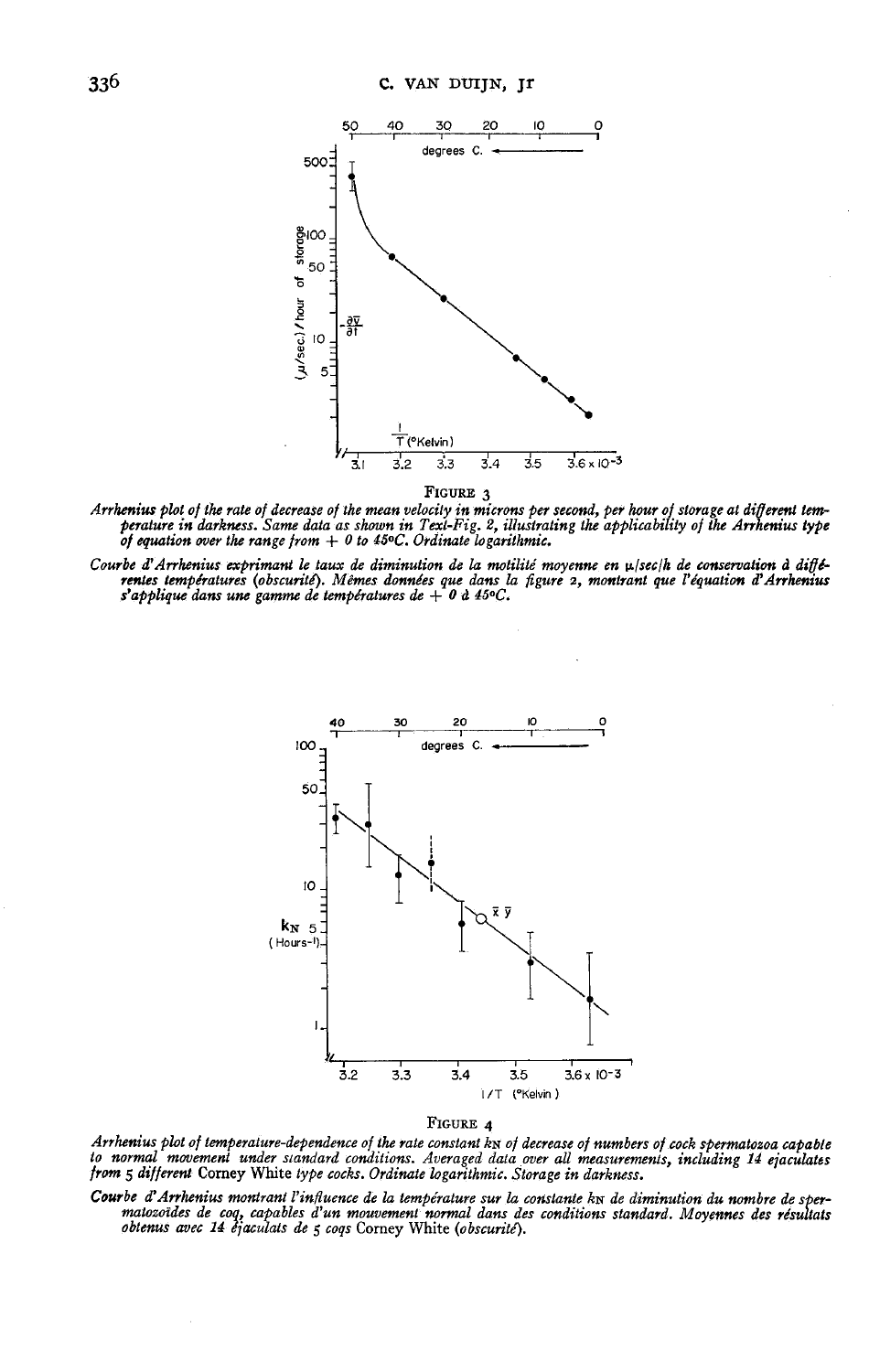**FIGURE 3**

*Arrhenius plot of the rate of decrease of the mean velocity in microns per second, per hour of storage at different temperature in darkness. Same data as shown in Text-Fig. 2, illustrating the applicability of the Arrhenius type of equation over the range from + 0 to 45°C. Ordinate logarithmic.*

*Courbe d'Arrhenius exprimant le taux de diminution de la motilité moyenne en μ/sec/h de conservation à différentes températures (obscurité). Mêmes données que dans la figure 2, montrant que l'équation d'Arrhenius s'applique dans une gamme de températures de + 0 à 45°C.*

**FIGURE 4**

*Arrhenius plot of temperature-dependence of the rate constant $k_N$ of decrease of numbers of cock spermatozoa capable to normal movement under standard conditions. Averaged data over all measurements, including 14 ejaculates from 5 different* Corney White *type cocks. Ordinate logarithmic. Storage in darkness.*

*Courbe d'Arrhenius montrant l'influence de la température sur la constante $k_N$ de diminution du nombre de spermatozoïdes de coq, capables d'un mouvement normal dans des conditions standard. Moyennes des résultats obtenus avec 14 éjaculats de 5 coqs* Corney White *(obscurité).*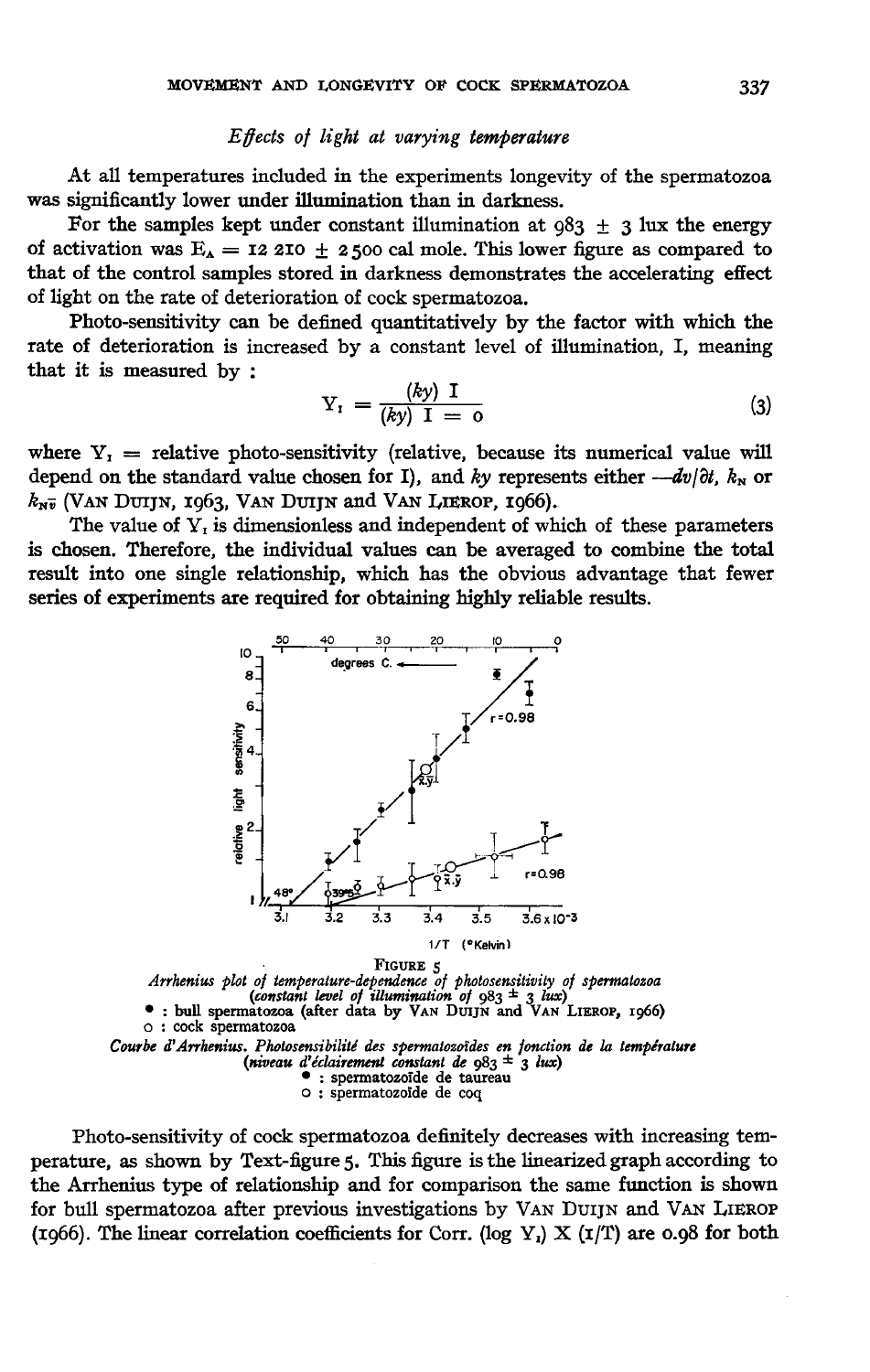### *Effects of light at varying temperature*

At all temperatures included in the experiments longevity of the spermatozoa was significantly lower under illumination than in darkness.

For the samples kept under constant illumination at 983 ± 3 lux the energy of activation was $E_A = 12\,210 \pm 2\,500$ cal mole. This lower figure as compared to that of the control samples stored in darkness demonstrates the accelerating effect of light on the rate of deterioration of cock spermatozoa.

Photo-sensitivity can be defined quantitatively by the factor with which the rate of deterioration is increased by a constant level of illumination, I, meaning that it is measured by :

$$Y_I = \frac{(ky)\ I}{(ky)\ I = 0} \tag{3}$$

where $Y_I$ = relative photo-sensitivity (relative, because its numerical value will depend on the standard value chosen for I), and $ky$ represents either $-dv/\partial t$, $k_N$ or $k_{N\bar{v}}$ (VAN DUIJN, 1963, VAN DUIJN and VAN LIEROP, 1966).

The value of $Y_I$ is dimensionless and independent of which of these parameters is chosen. Therefore, the individual values can be averaged to combine the total result into one single relationship, which has the obvious advantage that fewer series of experiments are required for obtaining highly reliable results.

FIGURE 5
*Arrhenius plot of temperature-dependence of photosensitivity of spermatozoa (constant level of illumination of 983 ± 3 lux)*
• : bull spermatozoa (after data by VAN DUIJN and VAN LIEROP, 1966)
o : cock spermatozoa

*Courbe d'Arrhenius. Photosensibilité des spermatozoïdes en fonction de la température (niveau d'éclairement constant de 983 ± 3 lux)*
• : spermatozoïde de taureau
o : spermatozoïde de coq

Photo-sensitivity of cock spermatozoa definitely decreases with increasing temperature, as shown by Text-figure 5. This figure is the linearized graph according to the Arrhenius type of relationship and for comparison the same function is shown for bull spermatozoa after previous investigations by VAN DUIJN and VAN LIEROP (1966). The linear correlation coefficients for Corr. ($\log Y_I$) X ($1/T$) are 0.98 for both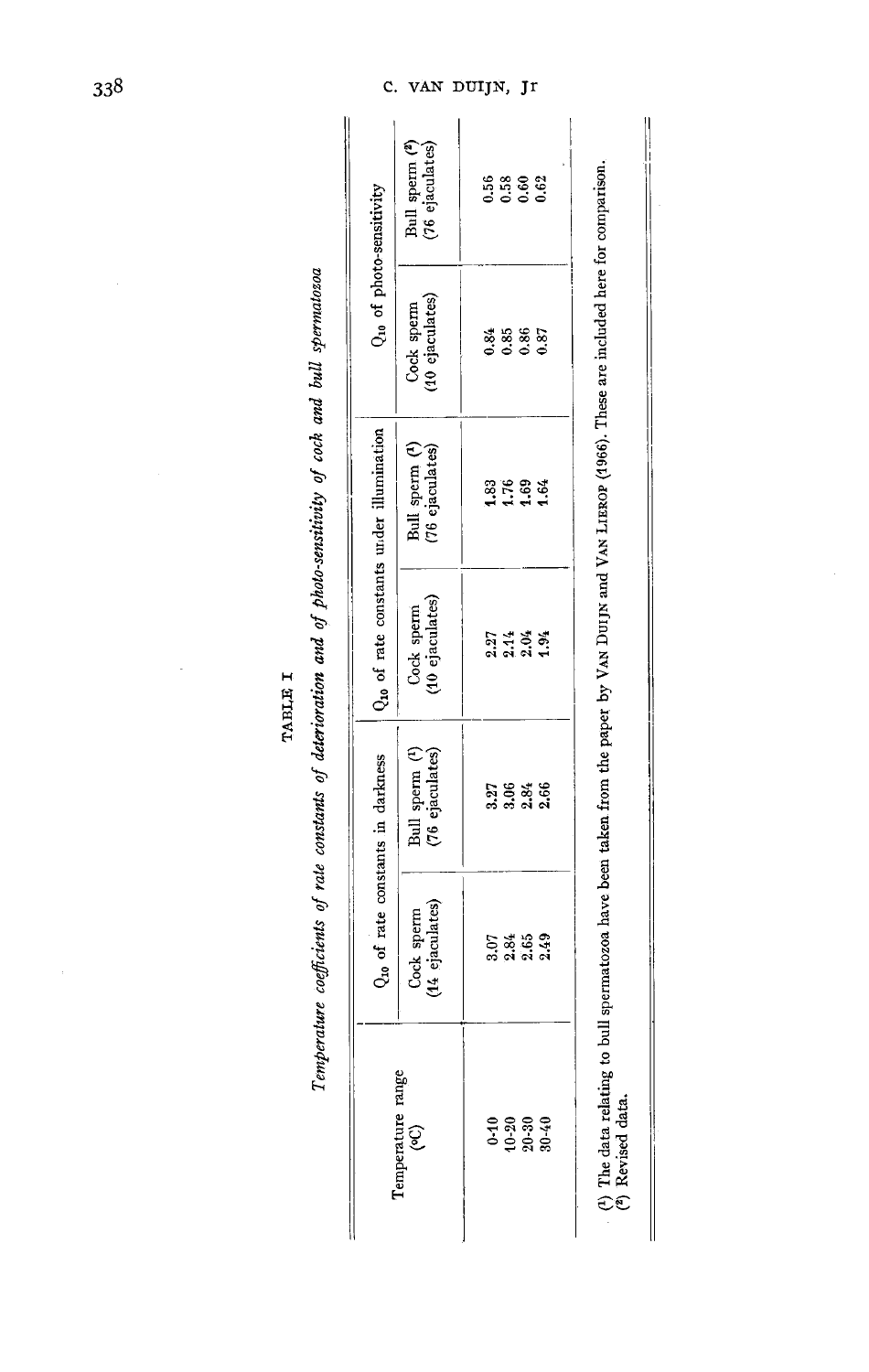TABLE I

*Temperature coefficients of rate constants of deterioration and of photo-sensitivity of cock and bull spermatozoa*

| Temperature range (°C) | $Q_{10}$ of rate constants in darkness | | $Q_{10}$ of rate constants under illumination | | $Q_{10}$ of photo-sensitivity | |
|---|---|---|---|---|---|---|
| | Cock sperm (14 ejaculates) | Bull sperm (1) (76 ejaculates) | Cock sperm (10 ejaculates) | Bull sperm (1) (76 ejaculates) | Cock sperm (10 ejaculates) | Bull sperm (2) (76 ejaculates) |
| 0-10 | 3.07 | 3.27 | 2.27 | 1.83 | 0.84 | 0.56 |
| 10-20 | 2.84 | 3.06 | 2.14 | 1.76 | 0.85 | 0.58 |
| 20-30 | 2.65 | 2.84 | 2.04 | 1.69 | 0.86 | 0.60 |
| 30-40 | 2.49 | 2.66 | 1.94 | 1.64 | 0.87 | 0.62 |

(1) The data relating to bull spermatozoa have been taken from the paper by VAN DUIJN and VAN LIEROP (1966). These are included here for comparison.
(2) Revised data.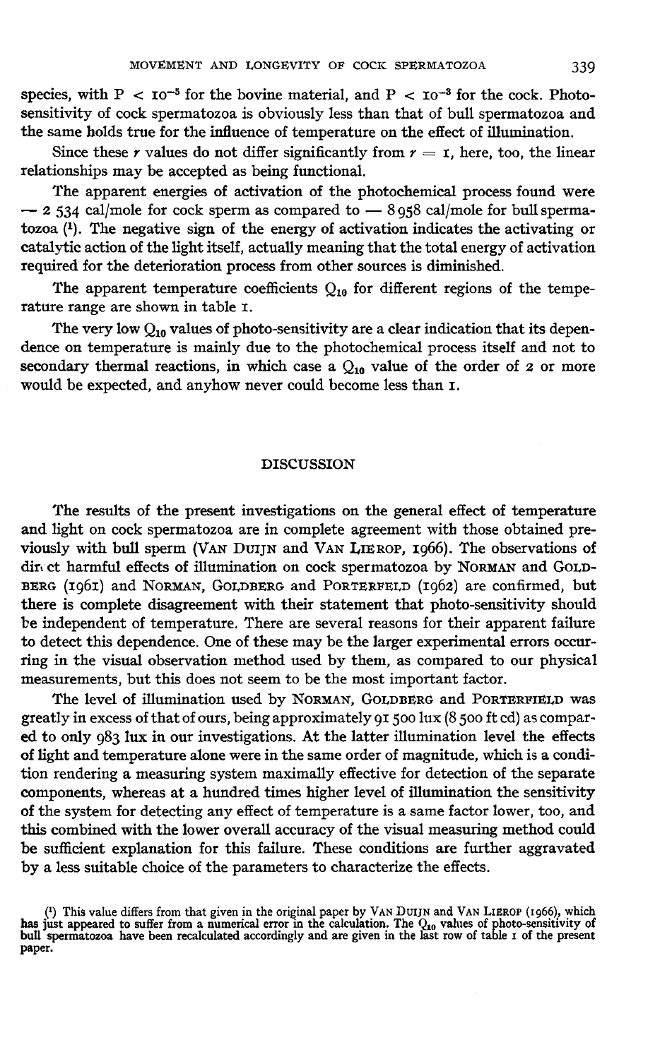species, with $P < 10^{-5}$ for the bovine material, and $P < 10^{-3}$ for the cock. Photosensitivity of cock spermatozoa is obviously less than that of bull spermatozoa and the same holds true for the influence of temperature on the effect of illumination.

Since these $r$ values do not differ significantly from $r = 1$, here, too, the linear relationships may be accepted as being functional.

The apparent energies of activation of the photochemical process found were — 2 534 cal/mole for cock sperm as compared to — 8 958 cal/mole for bull spermatozoa [1]. The negative sign of the energy of activation indicates the activating or catalytic action of the light itself, actually meaning that the total energy of activation required for the deterioration process from other sources is diminished.

The apparent temperature coefficients $Q_{10}$ for different regions of the temperature range are shown in table 1.

The very low $Q_{10}$ values of photo-sensitivity are a clear indication that its dependence on temperature is mainly due to the photochemical process itself and not to secondary thermal reactions, in which case a $Q_{10}$ value of the order of 2 or more would be expected, and anyhow never could become less than 1.

## DISCUSSION

The results of the present investigations on the general effect of temperature and light on cock spermatozoa are in complete agreement with those obtained previously with bull sperm (Van Duijn and Van Lierop, 1966). The observations of direct harmful effects of illumination on cock spermatozoa by Norman and Goldberg (1961) and Norman, Goldberg and Porterfeld (1962) are confirmed, but there is complete disagreement with their statement that photo-sensitivity should be independent of temperature. There are several reasons for their apparent failure to detect this dependence. One of these may be the larger experimental errors occurring in the visual observation method used by them, as compared to our physical measurements, but this does not seem to be the most important factor.

The level of illumination used by Norman, Goldberg and Porterfield was greatly in excess of that of ours, being approximately 91 500 lux (8 500 ft cd) as compared to only 983 lux in our investigations. At the latter illumination level the effects of light and temperature alone were in the same order of magnitude, which is a condition rendering a measuring system maximally effective for detection of the separate components, whereas at a hundred times higher level of illumination the sensitivity of the system for detecting any effect of temperature is a same factor lower, too, and this combined with the lower overall accuracy of the visual measuring method could be sufficient explanation for this failure. These conditions are further aggravated by a less suitable choice of the parameters to characterize the effects.

[1] This value differs from that given in the original paper by Van Duijn and Van Lierop (1966), which has just appeared to suffer from a numerical error in the calculation. The $Q_{10}$ values of photo-sensitivity of bull spermatozoa have been recalculated accordingly and are given in the last row of table 1 of the present paper.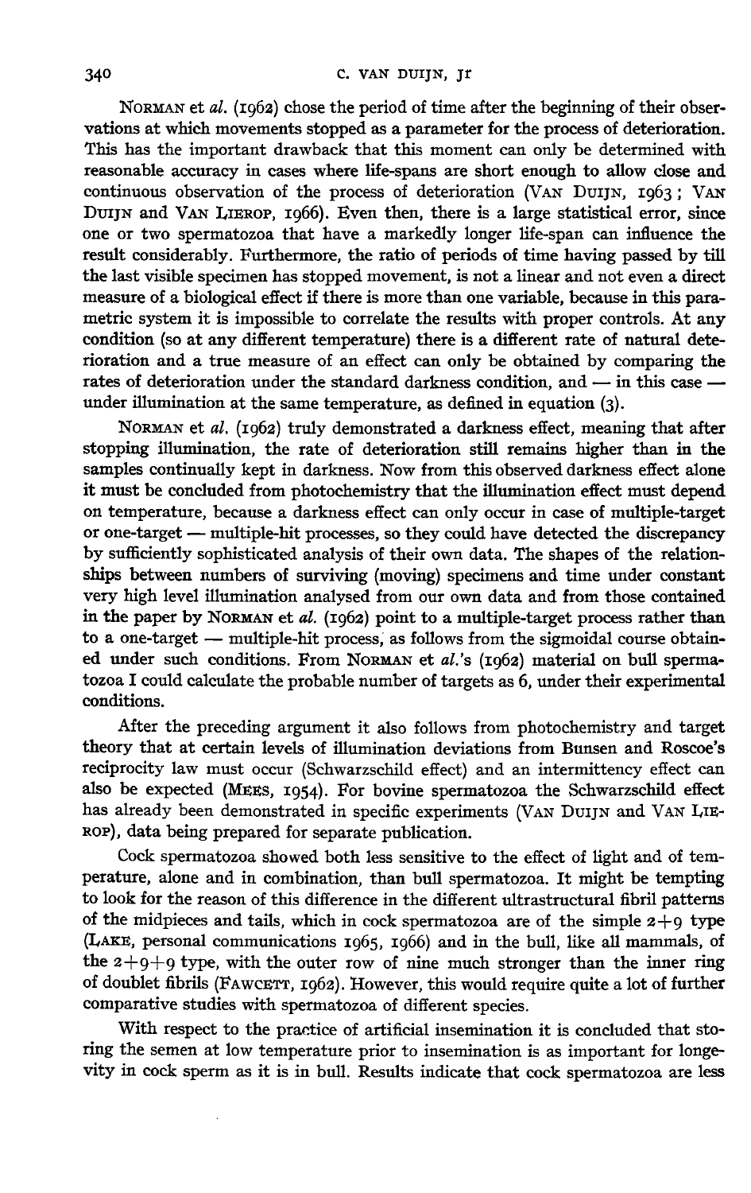NORMAN et al. (1962) chose the period of time after the beginning of their observations at which movements stopped as a parameter for the process of deterioration. This has the important drawback that this moment can only be determined with reasonable accuracy in cases where life-spans are short enough to allow close and continuous observation of the process of deterioration (VAN DUIJN, 1963; VAN DUIJN and VAN LIEROP, 1966). Even then, there is a large statistical error, since one or two spermatozoa that have a markedly longer life-span can influence the result considerably. Furthermore, the ratio of periods of time having passed by till the last visible specimen has stopped movement, is not a linear and not even a direct measure of a biological effect if there is more than one variable, because in this parametric system it is impossible to correlate the results with proper controls. At any condition (so at any different temperature) there is a different rate of natural deterioration and a true measure of an effect can only be obtained by comparing the rates of deterioration under the standard darkness condition, and — in this case — under illumination at the same temperature, as defined in equation (3).

NORMAN et al. (1962) truly demonstrated a darkness effect, meaning that after stopping illumination, the rate of deterioration still remains higher than in the samples continually kept in darkness. Now from this observed darkness effect alone it must be concluded from photochemistry that the illumination effect must depend on temperature, because a darkness effect can only occur in case of multiple-target or one-target — multiple-hit processes, so they could have detected the discrepancy by sufficiently sophisticated analysis of their own data. The shapes of the relationships between numbers of surviving (moving) specimens and time under constant very high level illumination analysed from our own data and from those contained in the paper by NORMAN et al. (1962) point to a multiple-target process rather than to a one-target — multiple-hit process, as follows from the sigmoidal course obtained under such conditions. From NORMAN et al.'s (1962) material on bull spermatozoa I could calculate the probable number of targets as 6, under their experimental conditions.

After the preceding argument it also follows from photochemistry and target theory that at certain levels of illumination deviations from Bunsen and Roscoe's reciprocity law must occur (Schwarzschild effect) and an intermittency effect can also be expected (MEES, 1954). For bovine spermatozoa the Schwarzschild effect has already been demonstrated in specific experiments (VAN DUIJN and VAN LIEROP), data being prepared for separate publication.

Cock spermatozoa showed both less sensitive to the effect of light and of temperature, alone and in combination, than bull spermatozoa. It might be tempting to look for the reason of this difference in the different ultrastructural fibril patterns of the midpieces and tails, which in cock spermatozoa are of the simple 2+9 type (LAKE, personal communications 1965, 1966) and in the bull, like all mammals, of the 2+9+9 type, with the outer row of nine much stronger than the inner ring of doublet fibrils (FAWCETT, 1962). However, this would require quite a lot of further comparative studies with spermatozoa of different species.

With respect to the practice of artificial insemination it is concluded that storing the semen at low temperature prior to insemination is as important for longevity in cock sperm as it is in bull. Results indicate that cock spermatozoa are less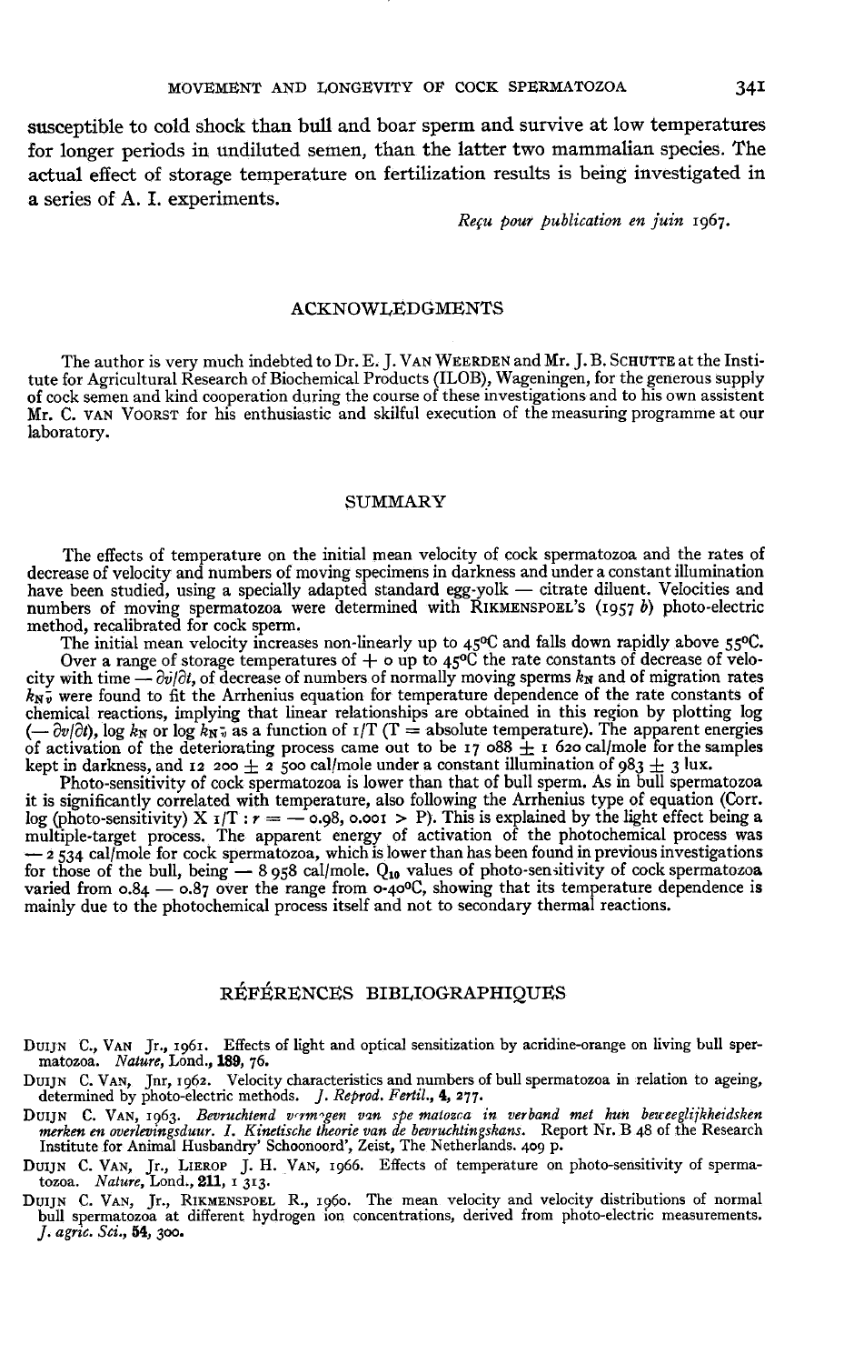susceptible to cold shock than bull and boar sperm and survive at low temperatures for longer periods in undiluted semen, than the latter two mammalian species. The actual effect of storage temperature on fertilization results is being investigated in a series of A. I. experiments.

*Reçu pour publication en juin 1967.*

## ACKNOWLEDGMENTS

The author is very much indebted to Dr. E. J. Van Weerden and Mr. J. B. Schutte at the Institute for Agricultural Research of Biochemical Products (ILOB), Wageningen, for the generous supply of cock semen and kind cooperation during the course of these investigations and to his own assistent Mr. C. van Voorst for his enthusiastic and skilful execution of the measuring programme at our laboratory.

## SUMMARY

The effects of temperature on the initial mean velocity of cock spermatozoa and the rates of decrease of velocity and numbers of moving specimens in darkness and under a constant illumination have been studied, using a specially adapted standard egg-yolk — citrate diluent. Velocities and numbers of moving spermatozoa were determined with Rikmenspoel's (1957 *b*) photo-electric method, recalibrated for cock sperm.

The initial mean velocity increases non-linearly up to 45°C and falls down rapidly above 55°C.

Over a range of storage temperatures of + 0 up to 45°C the rate constants of decrease of velocity with time $-\partial \bar{v}/\partial t$, of decrease of numbers of normally moving sperms $k_N$ and of migration rates $k_{N\bar{v}}$ were found to fit the Arrhenius equation for temperature dependence of the rate constants of chemical reactions, implying that linear relationships are obtained in this region by plotting log $(-\partial \bar{v}/\partial t)$, log $k_N$ or log $k_{N\bar{v}}$ as a function of $1/T$ (T = absolute temperature). The apparent energies of activation of the deteriorating process came out to be 17 088 ± 1 620 cal/mole for the samples kept in darkness, and 12 200 ± 2 500 cal/mole under a constant illumination of 983 ± 3 lux.

Photo-sensitivity of cock spermatozoa is lower than that of bull sperm. As in bull spermatozoa it is significantly correlated with temperature, also following the Arrhenius type of equation (Corr. log (photo-sensitivity) X $1/T$ : $r = -0.98$, $0.001 > P$). This is explained by the light effect being a multiple-target process. The apparent energy of activation of the photochemical process was — 2 534 cal/mole for cock spermatozoa, which is lower than has been found in previous investigations for those of the bull, being — 8 958 cal/mole. $Q_{10}$ values of photo-sensitivity of cock spermatozoa varied from 0.84 — 0.87 over the range from 0-40°C, showing that its temperature dependence is mainly due to the photochemical process itself and not to secondary thermal reactions.

## RÉFÉRENCES BIBLIOGRAPHIQUES

Duijn C., van Jr., 1961. Effects of light and optical sensitization by acridine-orange on living bull spermatozoa. *Nature*, Lond., **189**, 76.

Duijn C. van, Jnr, 1962. Velocity characteristics and numbers of bull spermatozoa in relation to ageing, determined by photo-electric methods. *J. Reprod. Fertil.*, **4**, 277.

Duijn C. van, 1963. *Bevruchtend vermogen van spermatozoa in verband met hun beweeglijkheidskenmerken en overlevingsduur. I. Kinetische theorie van de bevruchtingskans.* Report Nr. B 48 of the Research Institute for Animal Husbandry' Schoonoord', Zeist, The Netherlands. 409 p.

Duijn C. van, Jr., Lierop J. H. van, 1966. Effects of temperature on photo-sensitivity of spermatozoa. *Nature*, Lond., **211**, 1 313.

Duijn C. van, Jr., Rikmenspoel R., 1960. The mean velocity and velocity distributions of normal bull spermatozoa at different hydrogen ion concentrations, derived from photo-electric measurements. *J. agric. Sci.*, **54**, 300.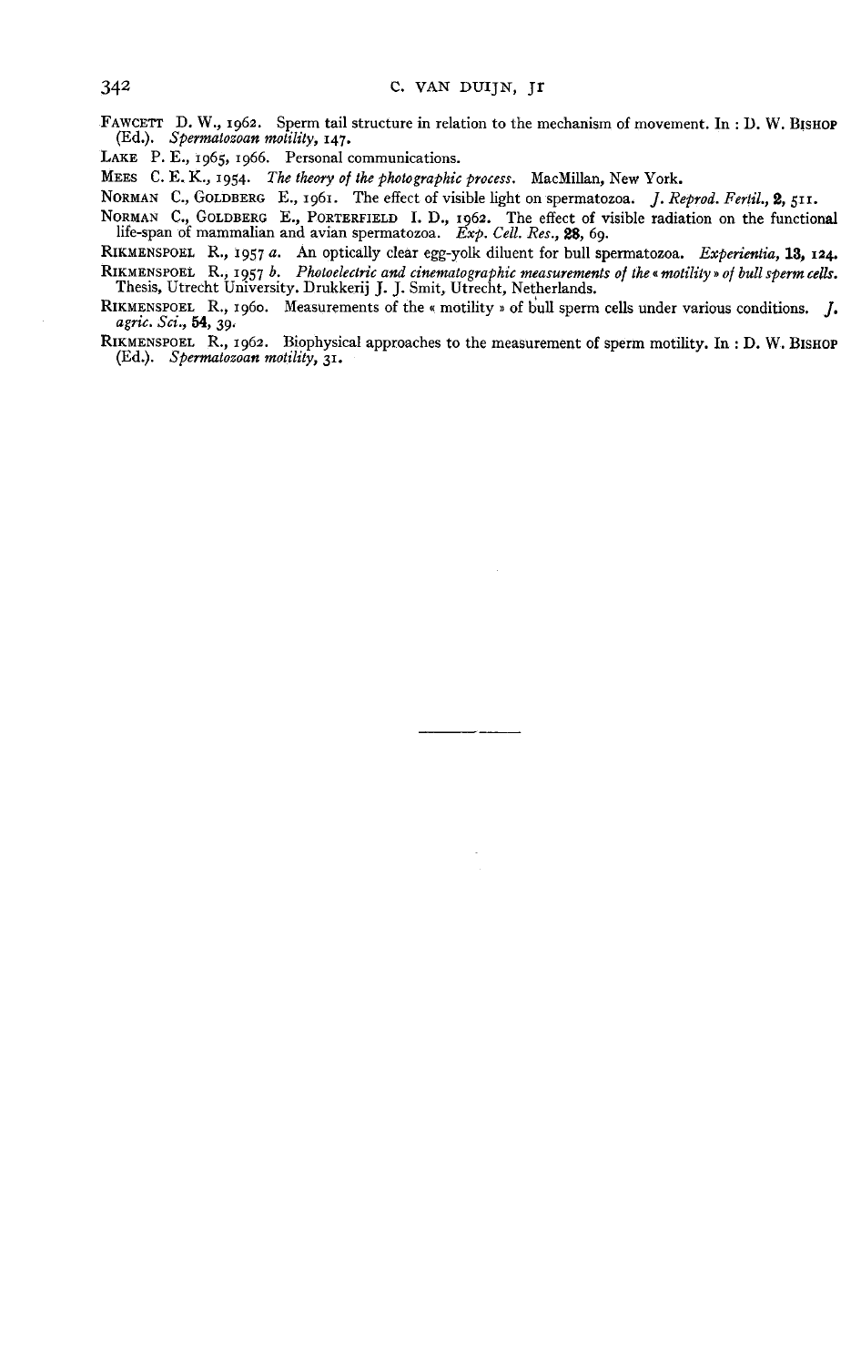FAWCETT D. W., 1962. Sperm tail structure in relation to the mechanism of movement. In : D. W. BISHOP (Ed.). *Spermatozoan motility*, 147.

LAKE P. E., 1965, 1966. Personal communications.

MEES C. E. K., 1954. *The theory of the photographic process*. MacMillan, New York.

NORMAN C., GOLDBERG E., 1961. The effect of visible light on spermatozoa. *J. Reprod. Fertil.*, **2**, 511.

NORMAN C., GOLDBERG E., PORTERFIELD I. D., 1962. The effect of visible radiation on the functional life-span of mammalian and avian spermatozoa. *Exp. Cell. Res.*, **28**, 69.

RIKMENSPOEL R., 1957 *a*. An optically clear egg-yolk diluent for bull spermatozoa. *Experientia*, **13**, 124.

RIKMENSPOEL R., 1957 *b*. *Photoelectric and cinematographic measurements of the « motility » of bull sperm cells.* Thesis, Utrecht University. Drukkerij J. J. Smit, Utrecht, Netherlands.

RIKMENSPOEL R., 1960. Measurements of the « motility » of bull sperm cells under various conditions. *J. agric. Sci.*, **54**, 39.

RIKMENSPOEL R., 1962. Biophysical approaches to the measurement of sperm motility. In : D. W. BISHOP (Ed.). *Spermatozoan motility*, 31.